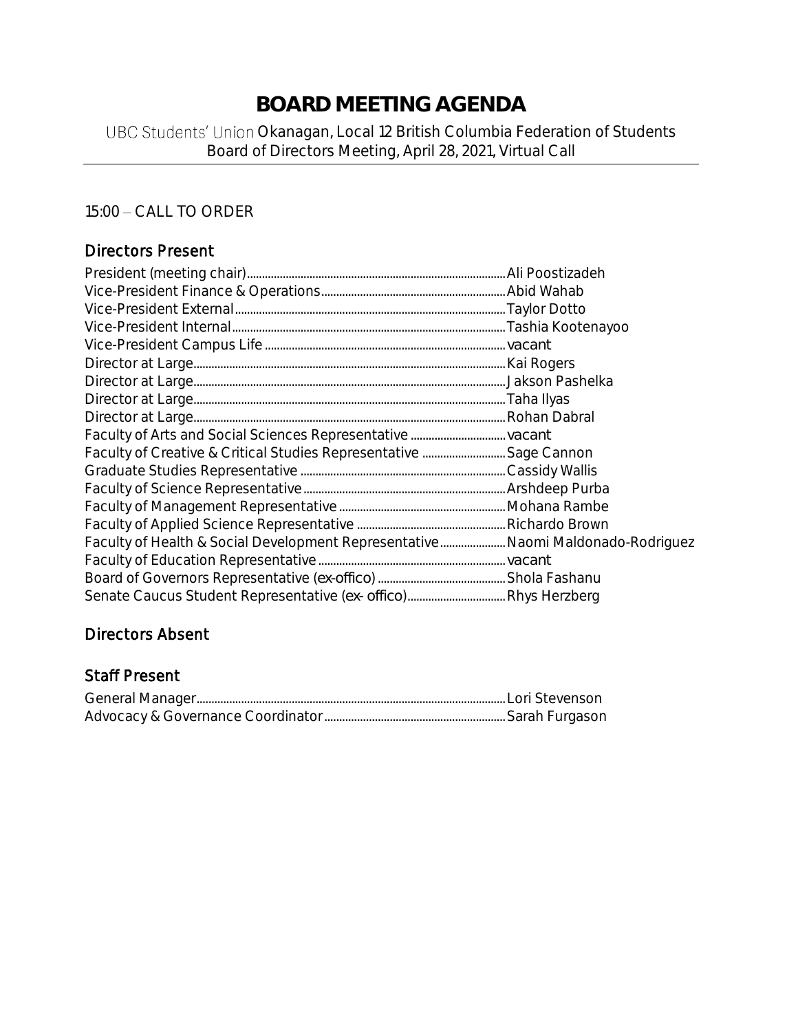# BOARD MEETING AGENDA

UBC Students' Union Okanagan, Local 12 British Columbia Federation of Students
Board of Directors Meeting, April 28, 2021, Virtual Call

15:00 – CALL TO ORDER

## Directors Present

President (meeting chair)....................Ali Poostizadeh
Vice-President Finance & Operations....................Abid Wahab
Vice-President External....................Taylor Dotto
Vice-President Internal....................Tashia Kootenayoo
Vice-President Campus Life....................vacant
Director at Large....................Kai Rogers
Director at Large....................Jakson Pashelka
Director at Large....................Taha Ilyas
Director at Large....................Rohan Dabral
Faculty of Arts and Social Sciences Representative....................vacant
Faculty of Creative & Critical Studies Representative....................Sage Cannon
Graduate Studies Representative....................Cassidy Wallis
Faculty of Science Representative....................Arshdeep Purba
Faculty of Management Representative....................Mohana Rambe
Faculty of Applied Science Representative....................Richardo Brown
Faculty of Health & Social Development Representative....................Naomi Maldonado-Rodriguez
Faculty of Education Representative....................vacant
Board of Governors Representative (ex-offico)....................Shola Fashanu
Senate Caucus Student Representative (ex- offico)....................Rhys Herzberg

## Directors Absent

## Staff Present

General Manager....................Lori Stevenson
Advocacy & Governance Coordinator....................Sarah Furgason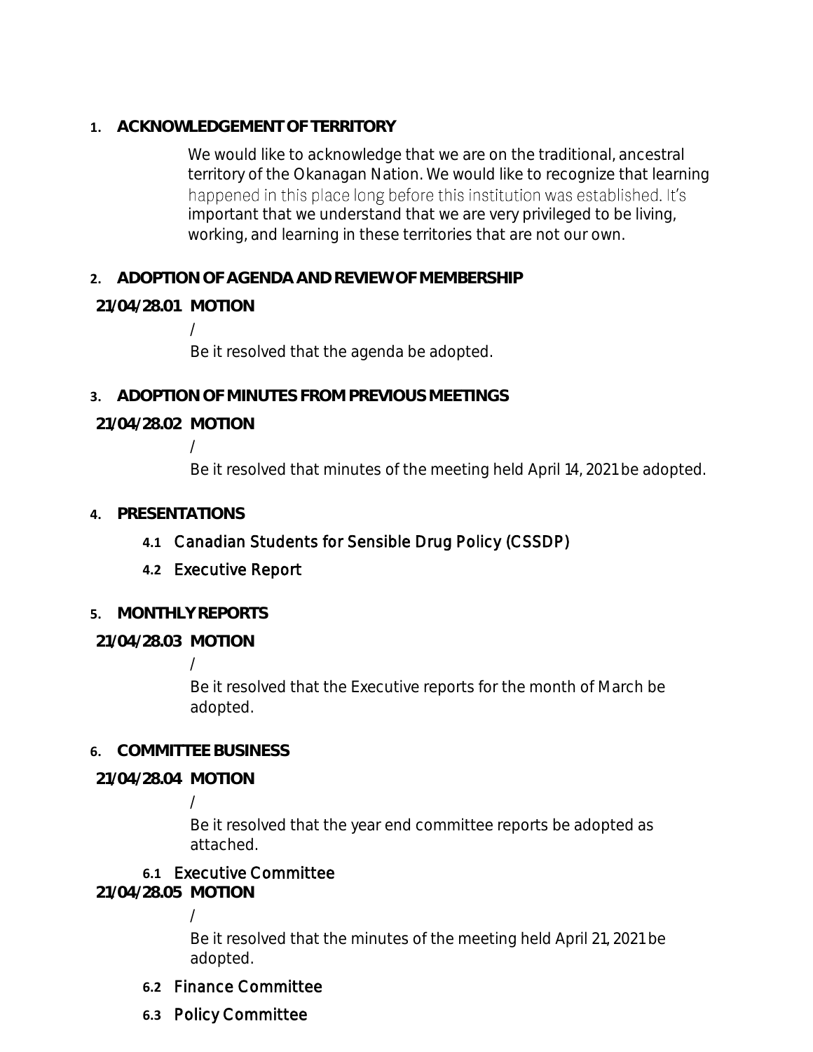## 1. ACKNOWLEDGEMENT OF TERRITORY

We would like to acknowledge that we are on the traditional, ancestral territory of the Okanagan Nation. We would like to recognize that learning happened in this place long before this institution was established. It's important that we understand that we are very privileged to be living, working, and learning in these territories that are not our own.

## 2. ADOPTION OF AGENDA AND REVIEW OF MEMBERSHIP

**21/04/28.01 MOTION**

/

Be it resolved that the agenda be adopted.

## 3. ADOPTION OF MINUTES FROM PREVIOUS MEETINGS

**21/04/28.02 MOTION**

/

Be it resolved that minutes of the meeting held April 14, 2021 be adopted.

## 4. PRESENTATIONS

**4.1** Canadian Students for Sensible Drug Policy (CSSDP)

**4.2** Executive Report

## 5. MONTHLY REPORTS

**21/04/28.03 MOTION**

/

Be it resolved that the Executive reports for the month of March be adopted.

## 6. COMMITTEE BUSINESS

**21/04/28.04 MOTION**

/

Be it resolved that the year end committee reports be adopted as attached.

**6.1** Executive Committee

**21/04/28.05 MOTION**

/

Be it resolved that the minutes of the meeting held April 21, 2021 be adopted.

**6.2** Finance Committee

**6.3** Policy Committee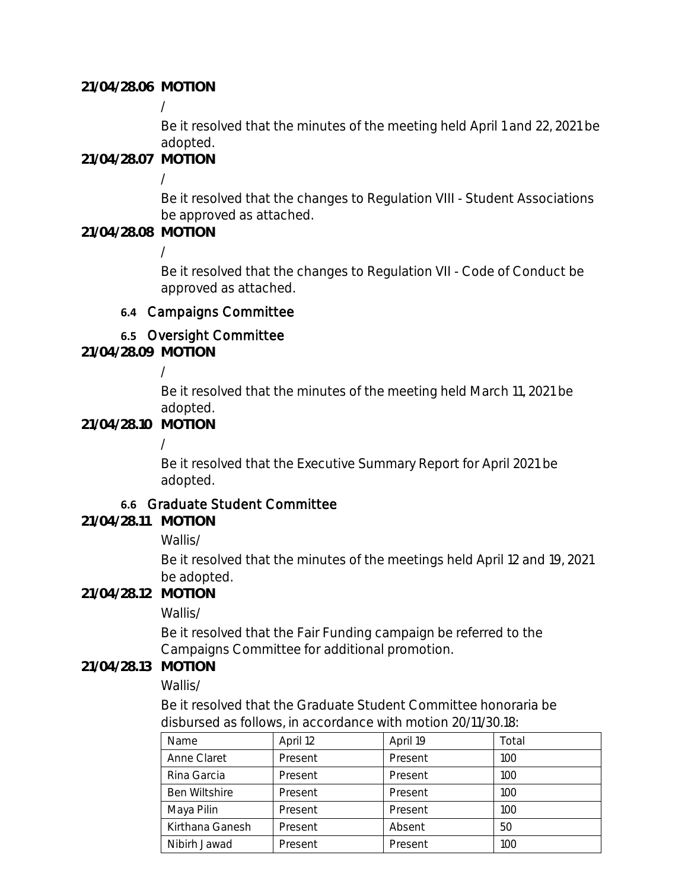**21/04/28.06 MOTION**

/

Be it resolved that the minutes of the meeting held April 1 and 22, 2021 be adopted.

**21/04/28.07 MOTION**

/

Be it resolved that the changes to Regulation VIII - Student Associations be approved as attached.

**21/04/28.08 MOTION**

/

Be it resolved that the changes to Regulation VII - Code of Conduct be approved as attached.

### 6.4 Campaigns Committee

### 6.5 Oversight Committee

**21/04/28.09 MOTION**

/

Be it resolved that the minutes of the meeting held March 11, 2021 be adopted.

**21/04/28.10 MOTION**

/

Be it resolved that the Executive Summary Report for April 2021 be adopted.

### 6.6 Graduate Student Committee

**21/04/28.11 MOTION**

Wallis/

Be it resolved that the minutes of the meetings held April 12 and 19, 2021 be adopted.

**21/04/28.12 MOTION**

Wallis/

Be it resolved that the Fair Funding campaign be referred to the Campaigns Committee for additional promotion.

**21/04/28.13 MOTION**

Wallis/

Be it resolved that the Graduate Student Committee honoraria be disbursed as follows, in accordance with motion 20/11/30.18:

| Name | April 12 | April 19 | Total |
|---|---|---|---|
| Anne Claret | Present | Present | 100 |
| Rina Garcia | Present | Present | 100 |
| Ben Wiltshire | Present | Present | 100 |
| Maya Pilin | Present | Present | 100 |
| Kirthana Ganesh | Present | Absent | 50 |
| Nibirh Jawad | Present | Present | 100 |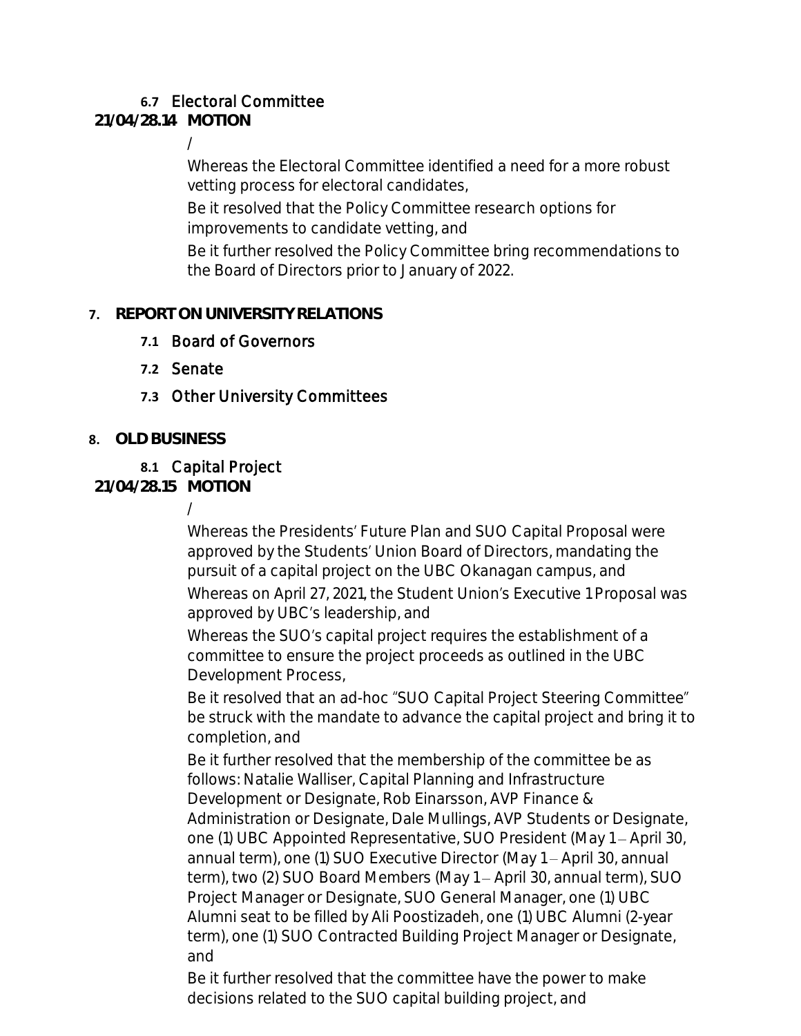### 6.7 Electoral Committee

**21/04/28.14 MOTION**

/

Whereas the Electoral Committee identified a need for a more robust vetting process for electoral candidates,

Be it resolved that the Policy Committee research options for improvements to candidate vetting, and

Be it further resolved the Policy Committee bring recommendations to the Board of Directors prior to January of 2022.

## 7. REPORT ON UNIVERSITY RELATIONS

### 7.1 Board of Governors

### 7.2 Senate

### 7.3 Other University Committees

## 8. OLD BUSINESS

### 8.1 Capital Project

**21/04/28.15 MOTION**

/

Whereas the Presidents' Future Plan and SUO Capital Proposal were approved by the Students' Union Board of Directors, mandating the pursuit of a capital project on the UBC Okanagan campus, and

Whereas on April 27, 2021, the Student Union's Executive 1 Proposal was approved by UBC's leadership, and

Whereas the SUO's capital project requires the establishment of a committee to ensure the project proceeds as outlined in the UBC Development Process,

Be it resolved that an ad-hoc "SUO Capital Project Steering Committee" be struck with the mandate to advance the capital project and bring it to completion, and

Be it further resolved that the membership of the committee be as follows: Natalie Walliser, Capital Planning and Infrastructure Development or Designate, Rob Einarsson, AVP Finance & Administration or Designate, Dale Mullings, AVP Students or Designate, one (1) UBC Appointed Representative, SUO President (May 1 – April 30, annual term), one (1) SUO Executive Director (May 1 – April 30, annual term), two (2) SUO Board Members (May 1 – April 30, annual term), SUO Project Manager or Designate, SUO General Manager, one (1) UBC Alumni seat to be filled by Ali Poostizadeh, one (1) UBC Alumni (2-year term), one (1) SUO Contracted Building Project Manager or Designate, and

Be it further resolved that the committee have the power to make decisions related to the SUO capital building project, and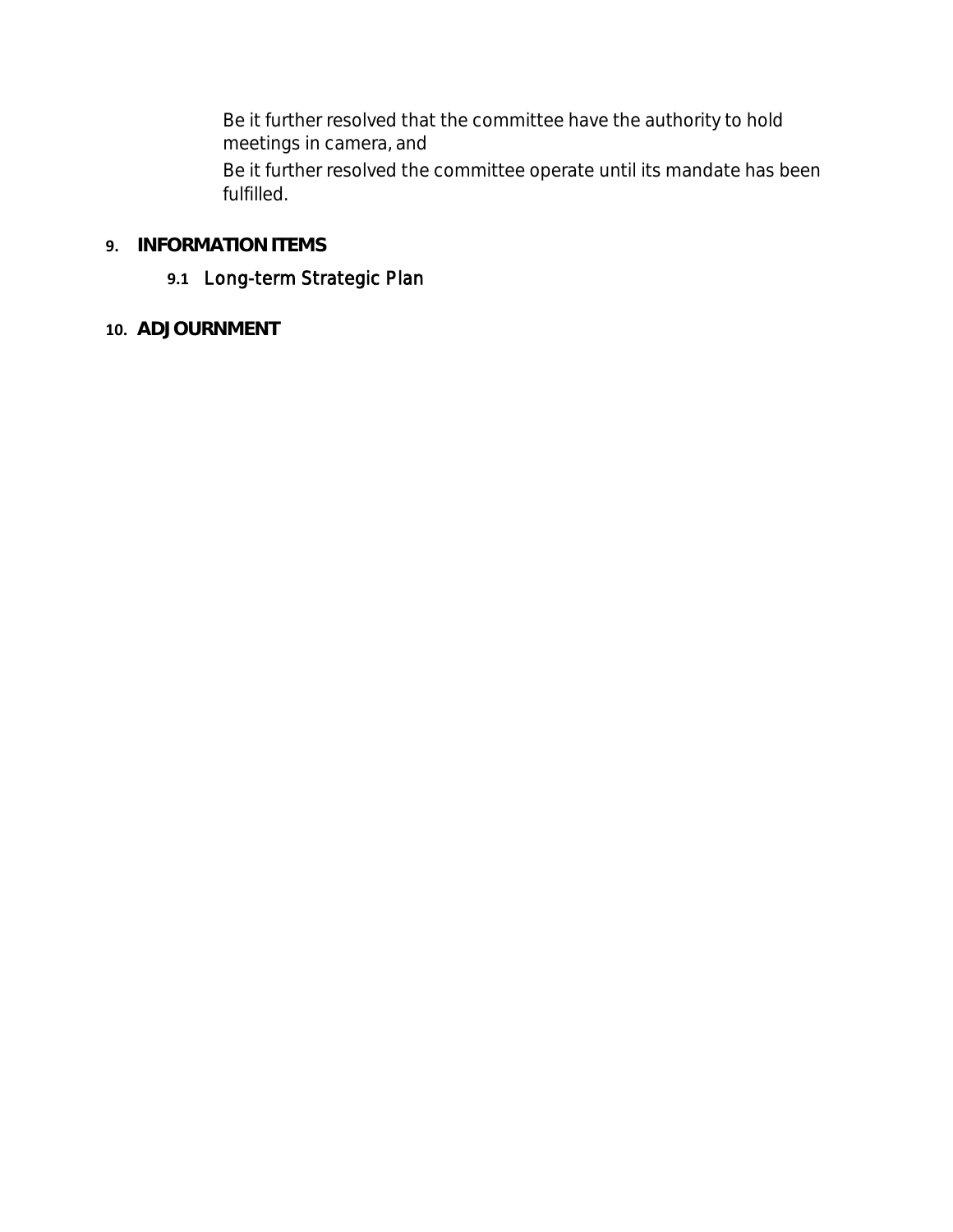Be it further resolved that the committee have the authority to hold meetings in camera, and

Be it further resolved the committee operate until its mandate has been fulfilled.

## 9. INFORMATION ITEMS

### 9.1 Long-term Strategic Plan

## 10. ADJOURNMENT